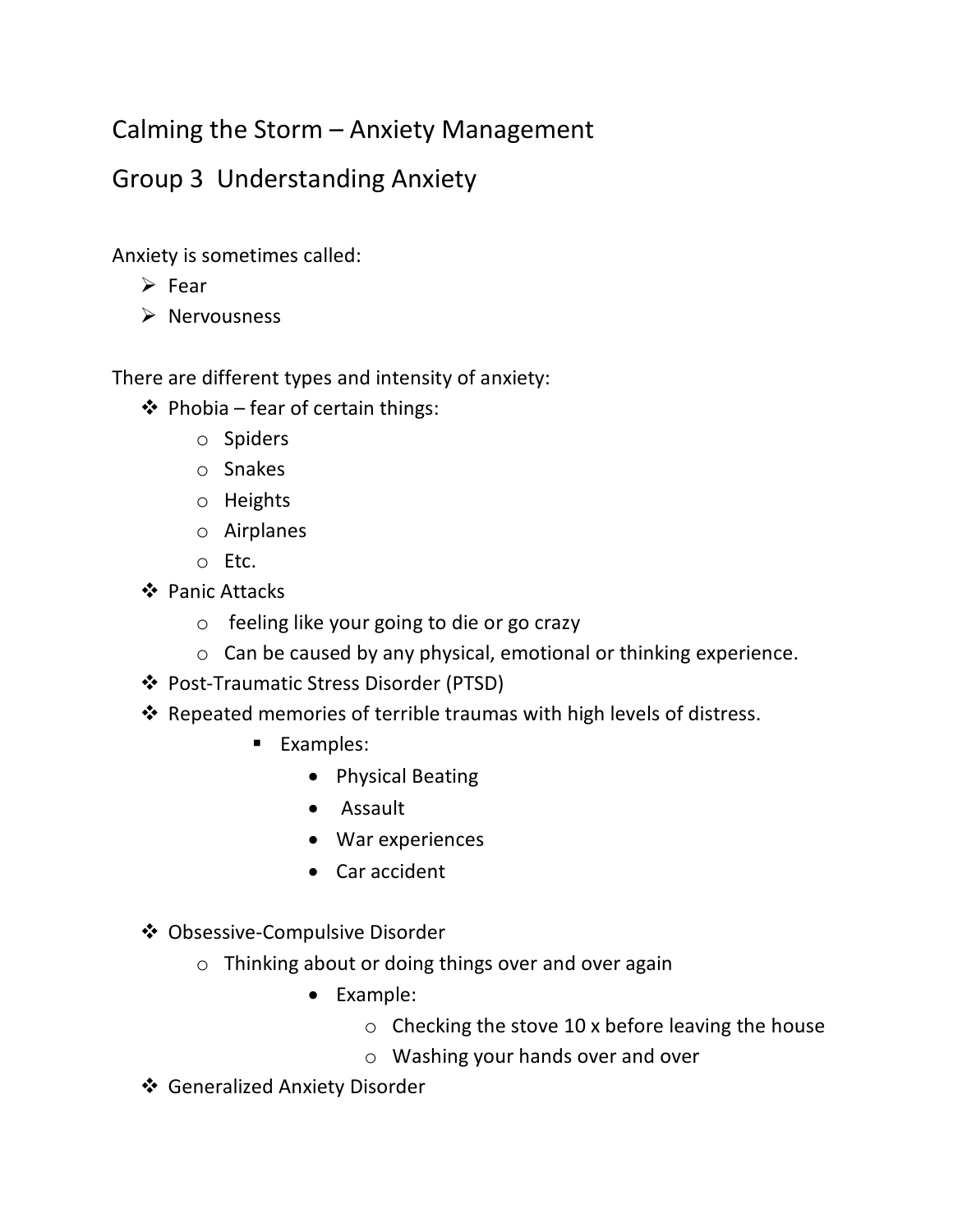# Calming the Storm – Anxiety Management

## Group 3 Understanding Anxiety

Anxiety is sometimes called:

- Fear
- Nervousness

There are different types and intensity of anxiety:

- Phobia – fear of certain things:
  - Spiders
  - Snakes
  - Heights
  - Airplanes
  - Etc.
- Panic Attacks
  - feeling like your going to die or go crazy
  - Can be caused by any physical, emotional or thinking experience.
- Post-Traumatic Stress Disorder (PTSD)
- Repeated memories of terrible traumas with high levels of distress.
  - Examples:
    - Physical Beating
    - Assault
    - War experiences
    - Car accident
- Obsessive-Compulsive Disorder
  - Thinking about or doing things over and over again
    - Example:
      - Checking the stove 10 x before leaving the house
      - Washing your hands over and over
- Generalized Anxiety Disorder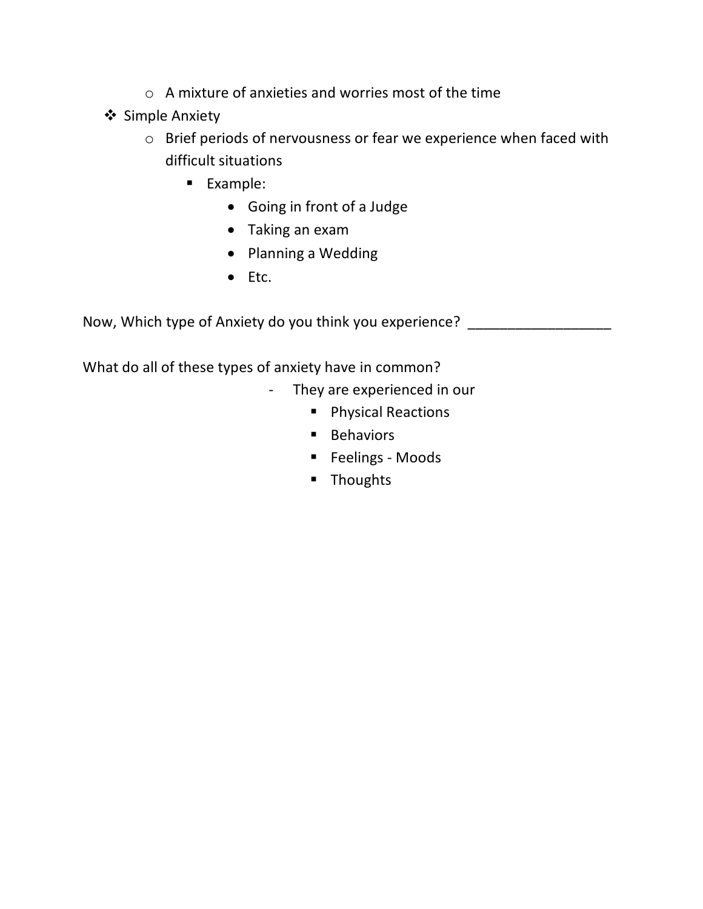- A mixture of anxieties and worries most of the time
- Simple Anxiety
  - Brief periods of nervousness or fear we experience when faced with difficult situations
    - Example:
      - Going in front of a Judge
      - Taking an exam
      - Planning a Wedding
      - Etc.

Now, Which type of Anxiety do you think you experience? __________________

What do all of these types of anxiety have in common?

- They are experienced in our
  - Physical Reactions
  - Behaviors
  - Feelings - Moods
  - Thoughts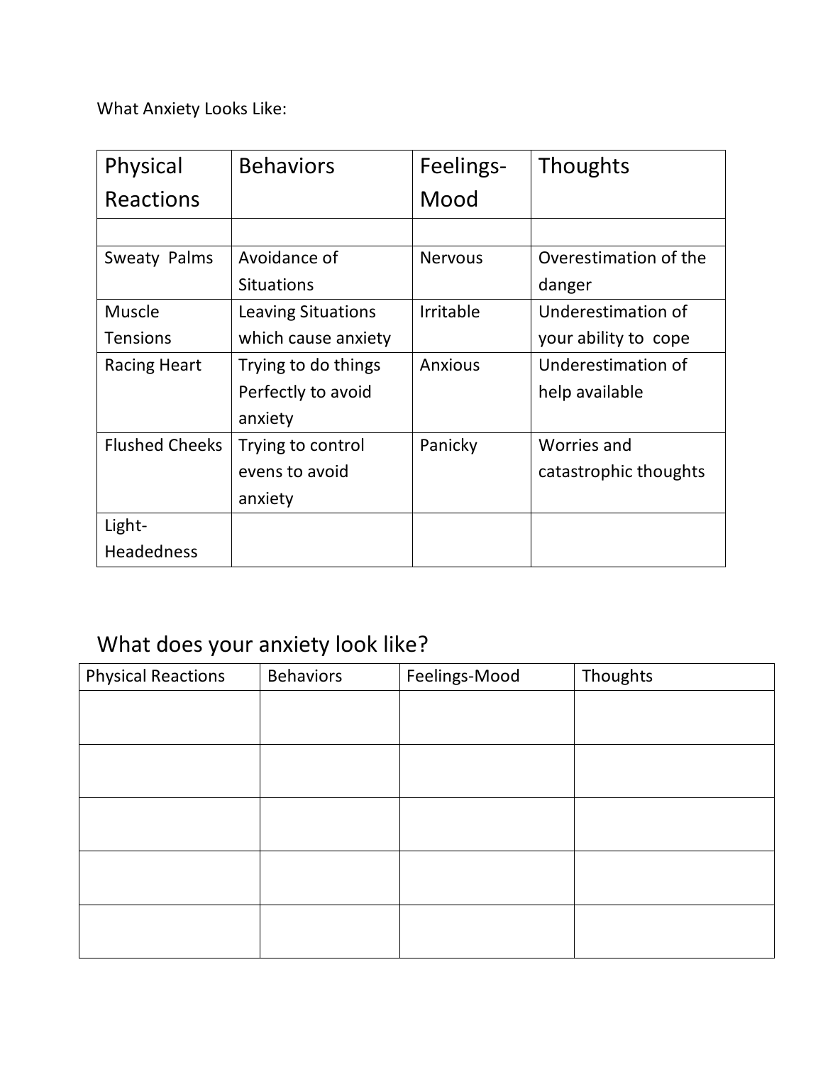What Anxiety Looks Like:

| Physical Reactions | Behaviors | Feelings-Mood | Thoughts |
|---|---|---|---|
| | | | |
| Sweaty Palms | Avoidance of Situations | Nervous | Overestimation of the danger |
| Muscle Tensions | Leaving Situations which cause anxiety | Irritable | Underestimation of your ability to cope |
| Racing Heart | Trying to do things Perfectly to avoid anxiety | Anxious | Underestimation of help available |
| Flushed Cheeks | Trying to control evens to avoid anxiety | Panicky | Worries and catastrophic thoughts |
| Light-Headedness | | | |

## What does your anxiety look like?

| Physical Reactions | Behaviors | Feelings-Mood | Thoughts |
|---|---|---|---|
| | | | |
| | | | |
| | | | |
| | | | |
| | | | |